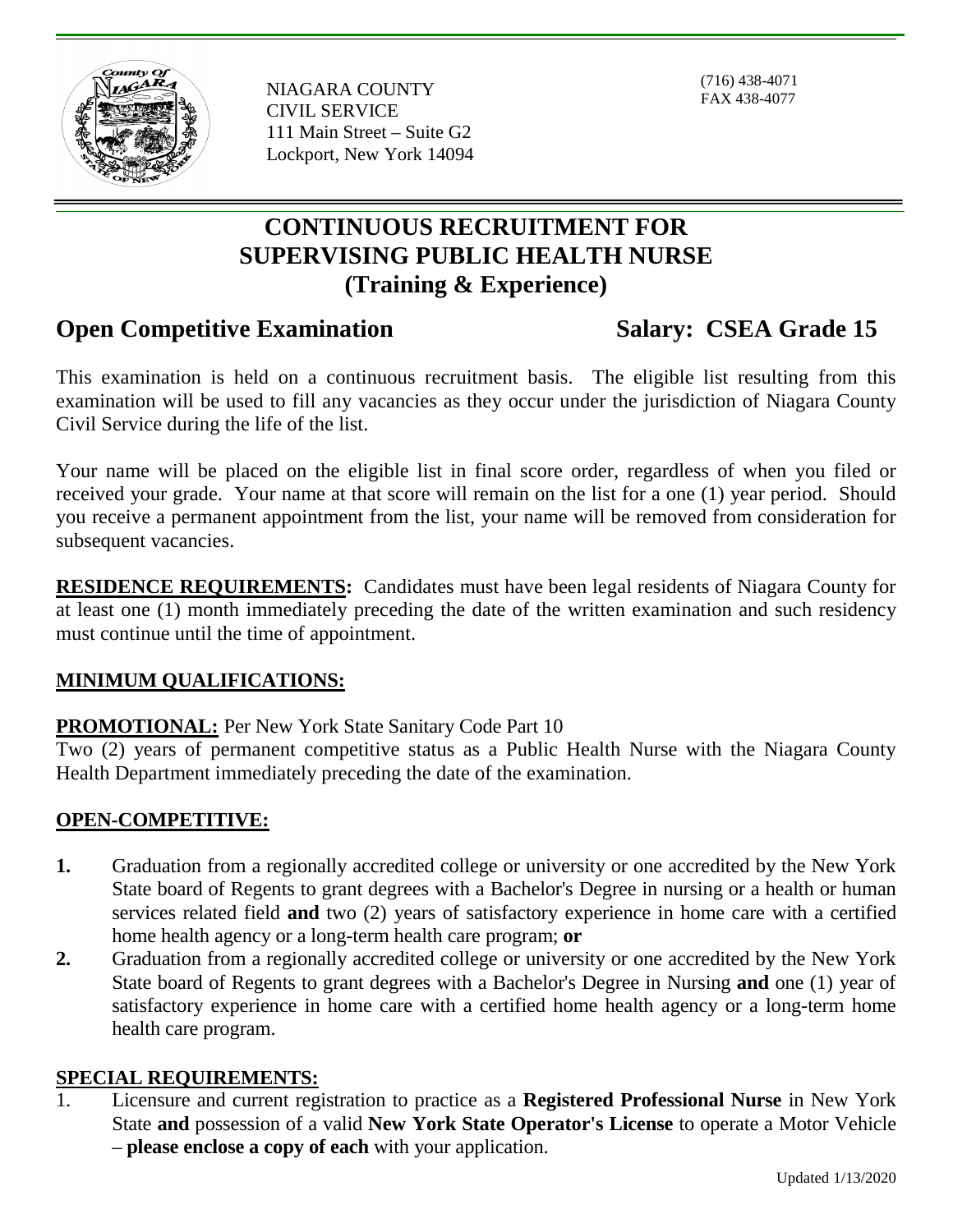NIAGARA COUNTY
CIVIL SERVICE
111 Main Street – Suite G2
Lockport, New York 14094

(716) 438-4071
FAX 438-4077

# CONTINUOUS RECRUITMENT FOR SUPERVISING PUBLIC HEALTH NURSE (Training & Experience)

## Open Competitive Examination — Salary: CSEA Grade 15

This examination is held on a continuous recruitment basis. The eligible list resulting from this examination will be used to fill any vacancies as they occur under the jurisdiction of Niagara County Civil Service during the life of the list.

Your name will be placed on the eligible list in final score order, regardless of when you filed or received your grade. Your name at that score will remain on the list for a one (1) year period. Should you receive a permanent appointment from the list, your name will be removed from consideration for subsequent vacancies.

**RESIDENCE REQUIREMENTS:** Candidates must have been legal residents of Niagara County for at least one (1) month immediately preceding the date of the written examination and such residency must continue until the time of appointment.

### MINIMUM QUALIFICATIONS:

**PROMOTIONAL:** Per New York State Sanitary Code Part 10
Two (2) years of permanent competitive status as a Public Health Nurse with the Niagara County Health Department immediately preceding the date of the examination.

### OPEN-COMPETITIVE:

1. Graduation from a regionally accredited college or university or one accredited by the New York State board of Regents to grant degrees with a Bachelor's Degree in nursing or a health or human services related field **and** two (2) years of satisfactory experience in home care with a certified home health agency or a long-term health care program; **or**
2. Graduation from a regionally accredited college or university or one accredited by the New York State board of Regents to grant degrees with a Bachelor's Degree in Nursing **and** one (1) year of satisfactory experience in home care with a certified home health agency or a long-term home health care program.

### SPECIAL REQUIREMENTS:

1. Licensure and current registration to practice as a **Registered Professional Nurse** in New York State **and** possession of a valid **New York State Operator's License** to operate a Motor Vehicle – **please enclose a copy of each** with your application.

Updated 1/13/2020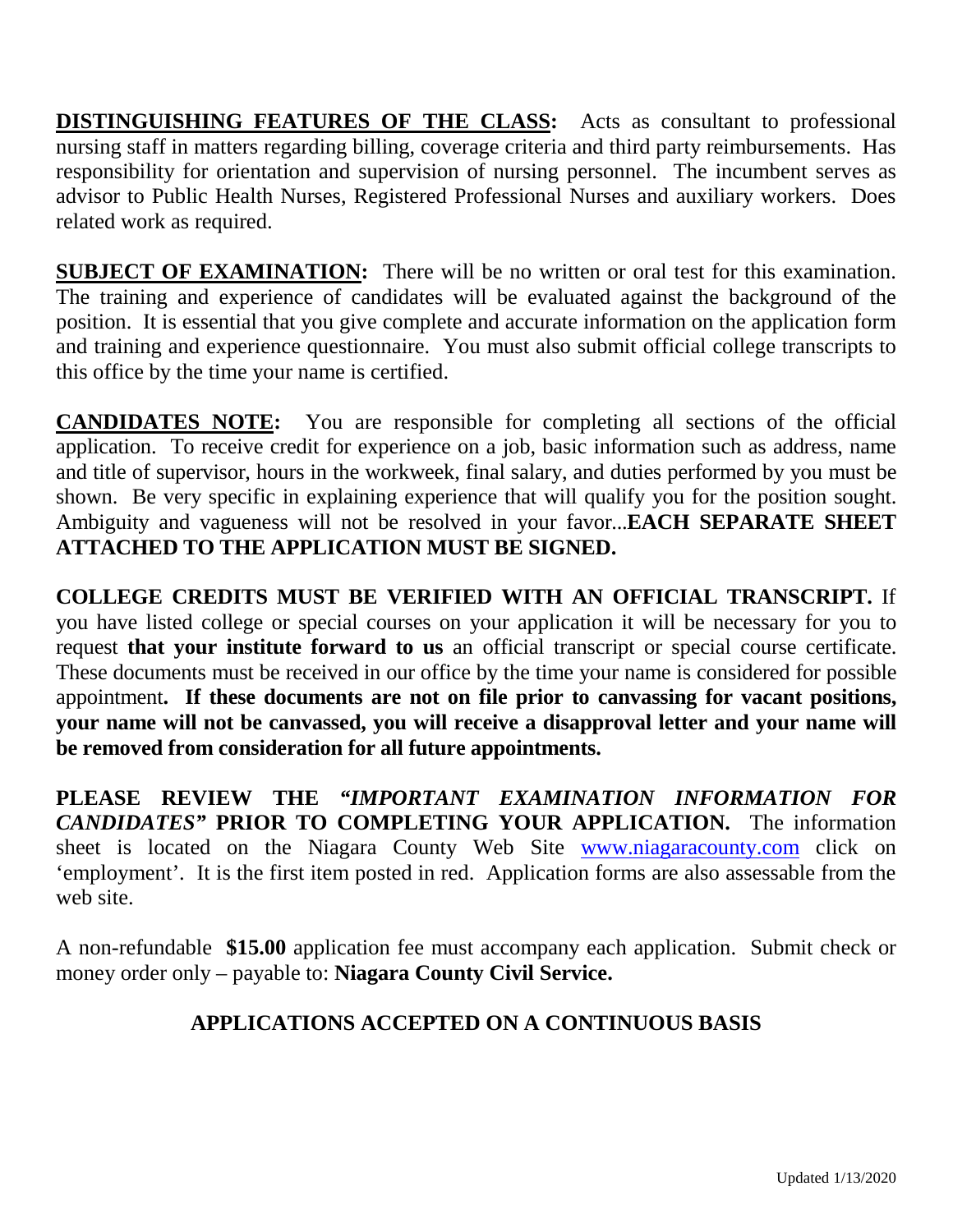**<u>DISTINGUISHING FEATURES OF THE CLASS</u>:** Acts as consultant to professional nursing staff in matters regarding billing, coverage criteria and third party reimbursements. Has responsibility for orientation and supervision of nursing personnel. The incumbent serves as advisor to Public Health Nurses, Registered Professional Nurses and auxiliary workers. Does related work as required.

**<u>SUBJECT OF EXAMINATION</u>:** There will be no written or oral test for this examination. The training and experience of candidates will be evaluated against the background of the position. It is essential that you give complete and accurate information on the application form and training and experience questionnaire. You must also submit official college transcripts to this office by the time your name is certified.

**<u>CANDIDATES NOTE</u>:** You are responsible for completing all sections of the official application. To receive credit for experience on a job, basic information such as address, name and title of supervisor, hours in the workweek, final salary, and duties performed by you must be shown. Be very specific in explaining experience that will qualify you for the position sought. Ambiguity and vagueness will not be resolved in your favor...**EACH SEPARATE SHEET ATTACHED TO THE APPLICATION MUST BE SIGNED.**

**COLLEGE CREDITS MUST BE VERIFIED WITH AN OFFICIAL TRANSCRIPT.** If you have listed college or special courses on your application it will be necessary for you to request **that your institute forward to us** an official transcript or special course certificate. These documents must be received in our office by the time your name is considered for possible appointment**. If these documents are not on file prior to canvassing for vacant positions, your name will not be canvassed, you will receive a disapproval letter and your name will be removed from consideration for all future appointments.**

**PLEASE REVIEW THE *"IMPORTANT EXAMINATION INFORMATION FOR CANDIDATES"* PRIOR TO COMPLETING YOUR APPLICATION.** The information sheet is located on the Niagara County Web Site [www.niagaracounty.com](http://www.niagaracounty.com) click on 'employment'. It is the first item posted in red. Application forms are also assessable from the web site.

A non-refundable **$15.00** application fee must accompany each application. Submit check or money order only – payable to: **Niagara County Civil Service.**

**APPLICATIONS ACCEPTED ON A CONTINUOUS BASIS**

Updated 1/13/2020